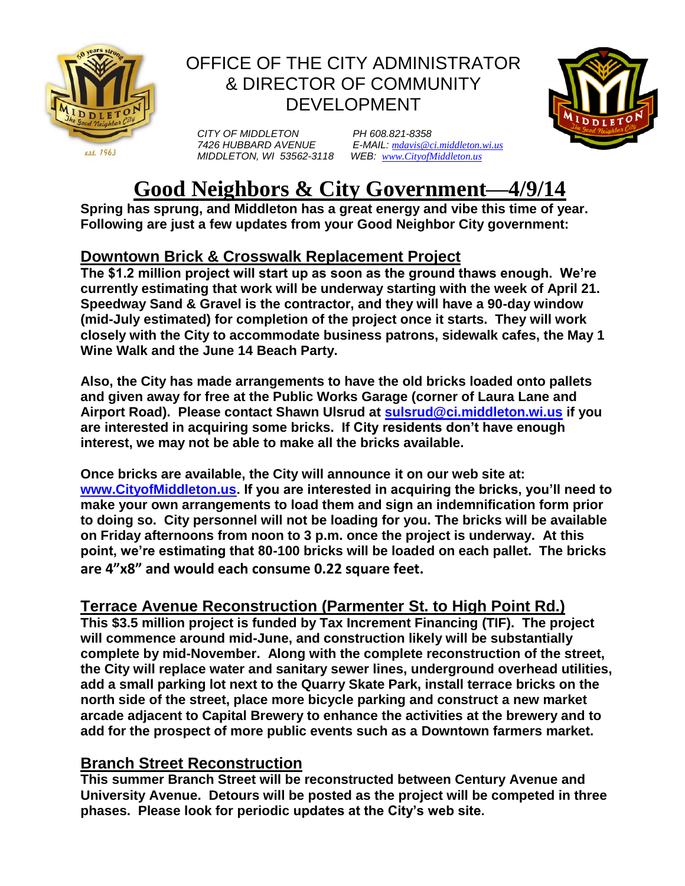# OFFICE OF THE CITY ADMINISTRATOR & DIRECTOR OF COMMUNITY DEVELOPMENT

*CITY OF MIDDLETON*
*7426 HUBBARD AVENUE*
*MIDDLETON, WI 53562-3118*

*PH 608.821-8358*
*E-MAIL: mdavis@ci.middleton.wi.us*
*WEB: www.CityofMiddleton.us*

# Good Neighbors & City Government—4/9/14

**Spring has sprung, and Middleton has a great energy and vibe this time of year. Following are just a few updates from your Good Neighbor City government:**

## Downtown Brick & Crosswalk Replacement Project

**The $1.2 million project will start up as soon as the ground thaws enough. We're currently estimating that work will be underway starting with the week of April 21. Speedway Sand & Gravel is the contractor, and they will have a 90-day window (mid-July estimated) for completion of the project once it starts. They will work closely with the City to accommodate business patrons, sidewalk cafes, the May 1 Wine Walk and the June 14 Beach Party.**

**Also, the City has made arrangements to have the old bricks loaded onto pallets and given away for free at the Public Works Garage (corner of Laura Lane and Airport Road). Please contact Shawn Ulsrud at sulsrud@ci.middleton.wi.us if you are interested in acquiring some bricks. If City residents don't have enough interest, we may not be able to make all the bricks available.**

**Once bricks are available, the City will announce it on our web site at: www.CityofMiddleton.us. If you are interested in acquiring the bricks, you'll need to make your own arrangements to load them and sign an indemnification form prior to doing so. City personnel will not be loading for you. The bricks will be available on Friday afternoons from noon to 3 p.m. once the project is underway. At this point, we're estimating that 80-100 bricks will be loaded on each pallet. The bricks are 4"x8" and would each consume 0.22 square feet.**

## Terrace Avenue Reconstruction (Parmenter St. to High Point Rd.)

**This $3.5 million project is funded by Tax Increment Financing (TIF). The project will commence around mid-June, and construction likely will be substantially complete by mid-November. Along with the complete reconstruction of the street, the City will replace water and sanitary sewer lines, underground overhead utilities, add a small parking lot next to the Quarry Skate Park, install terrace bricks on the north side of the street, place more bicycle parking and construct a new market arcade adjacent to Capital Brewery to enhance the activities at the brewery and to add for the prospect of more public events such as a Downtown farmers market.**

## Branch Street Reconstruction

**This summer Branch Street will be reconstructed between Century Avenue and University Avenue. Detours will be posted as the project will be competed in three phases. Please look for periodic updates at the City's web site.**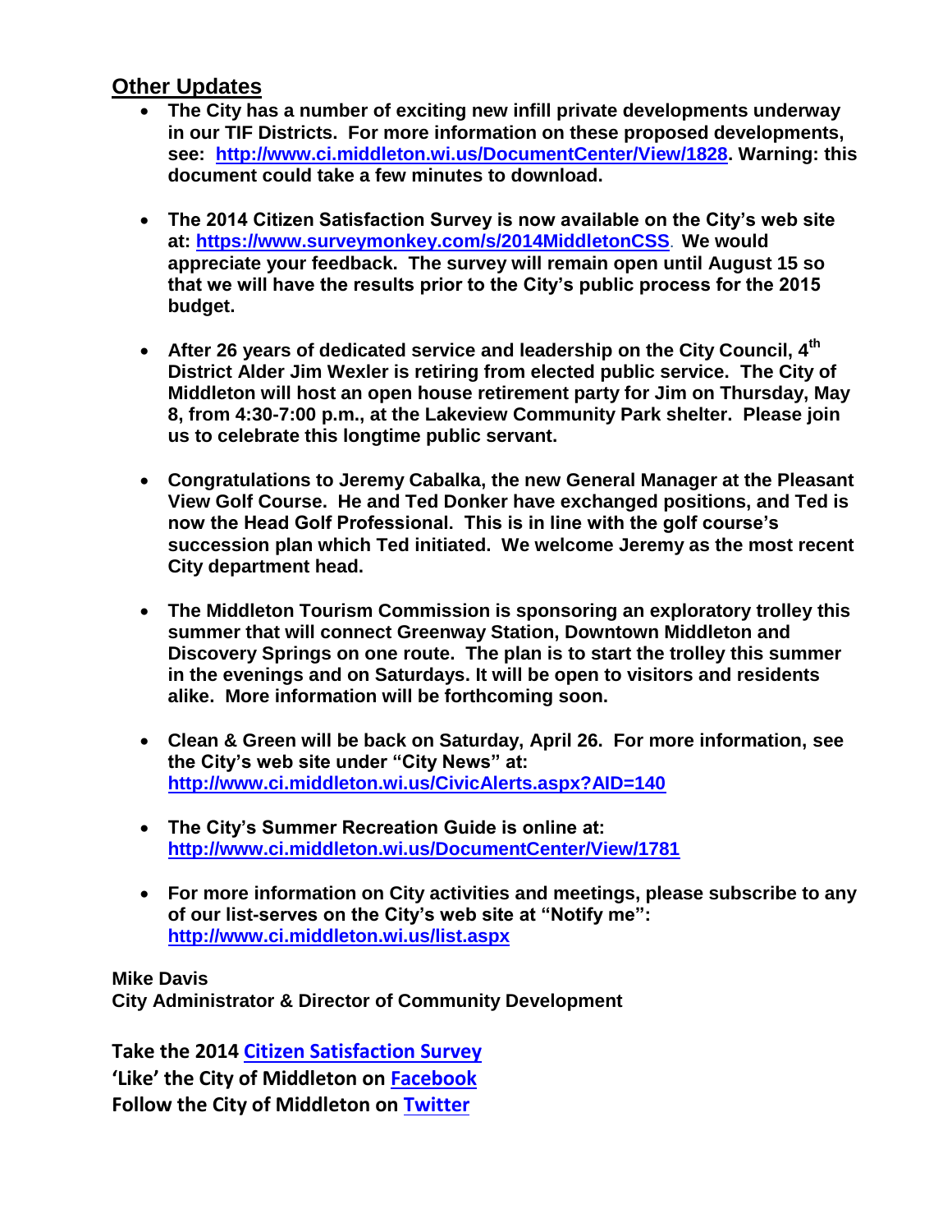## Other Updates

- **The City has a number of exciting new infill private developments underway in our TIF Districts. For more information on these proposed developments, see: [http://www.ci.middleton.wi.us/DocumentCenter/View/1828](http://www.ci.middleton.wi.us/DocumentCenter/View/1828). Warning: this document could take a few minutes to download.**

- **The 2014 Citizen Satisfaction Survey is now available on the City's web site at: [https://www.surveymonkey.com/s/2014MiddletonCSS](https://www.surveymonkey.com/s/2014MiddletonCSS). We would appreciate your feedback. The survey will remain open until August 15 so that we will have the results prior to the City's public process for the 2015 budget.**

- **After 26 years of dedicated service and leadership on the City Council, 4th District Alder Jim Wexler is retiring from elected public service. The City of Middleton will host an open house retirement party for Jim on Thursday, May 8, from 4:30-7:00 p.m., at the Lakeview Community Park shelter. Please join us to celebrate this longtime public servant.**

- **Congratulations to Jeremy Cabalka, the new General Manager at the Pleasant View Golf Course. He and Ted Donker have exchanged positions, and Ted is now the Head Golf Professional. This is in line with the golf course's succession plan which Ted initiated. We welcome Jeremy as the most recent City department head.**

- **The Middleton Tourism Commission is sponsoring an exploratory trolley this summer that will connect Greenway Station, Downtown Middleton and Discovery Springs on one route. The plan is to start the trolley this summer in the evenings and on Saturdays. It will be open to visitors and residents alike. More information will be forthcoming soon.**

- **Clean & Green will be back on Saturday, April 26. For more information, see the City's web site under "City News" at: [http://www.ci.middleton.wi.us/CivicAlerts.aspx?AID=140](http://www.ci.middleton.wi.us/CivicAlerts.aspx?AID=140)**

- **The City's Summer Recreation Guide is online at: [http://www.ci.middleton.wi.us/DocumentCenter/View/1781](http://www.ci.middleton.wi.us/DocumentCenter/View/1781)**

- **For more information on City activities and meetings, please subscribe to any of our list-serves on the City's web site at "Notify me": [http://www.ci.middleton.wi.us/list.aspx](http://www.ci.middleton.wi.us/list.aspx)**

**Mike Davis**
**City Administrator & Director of Community Development**

**Take the 2014 Citizen Satisfaction Survey**
**'Like' the City of Middleton on Facebook**
**Follow the City of Middleton on Twitter**